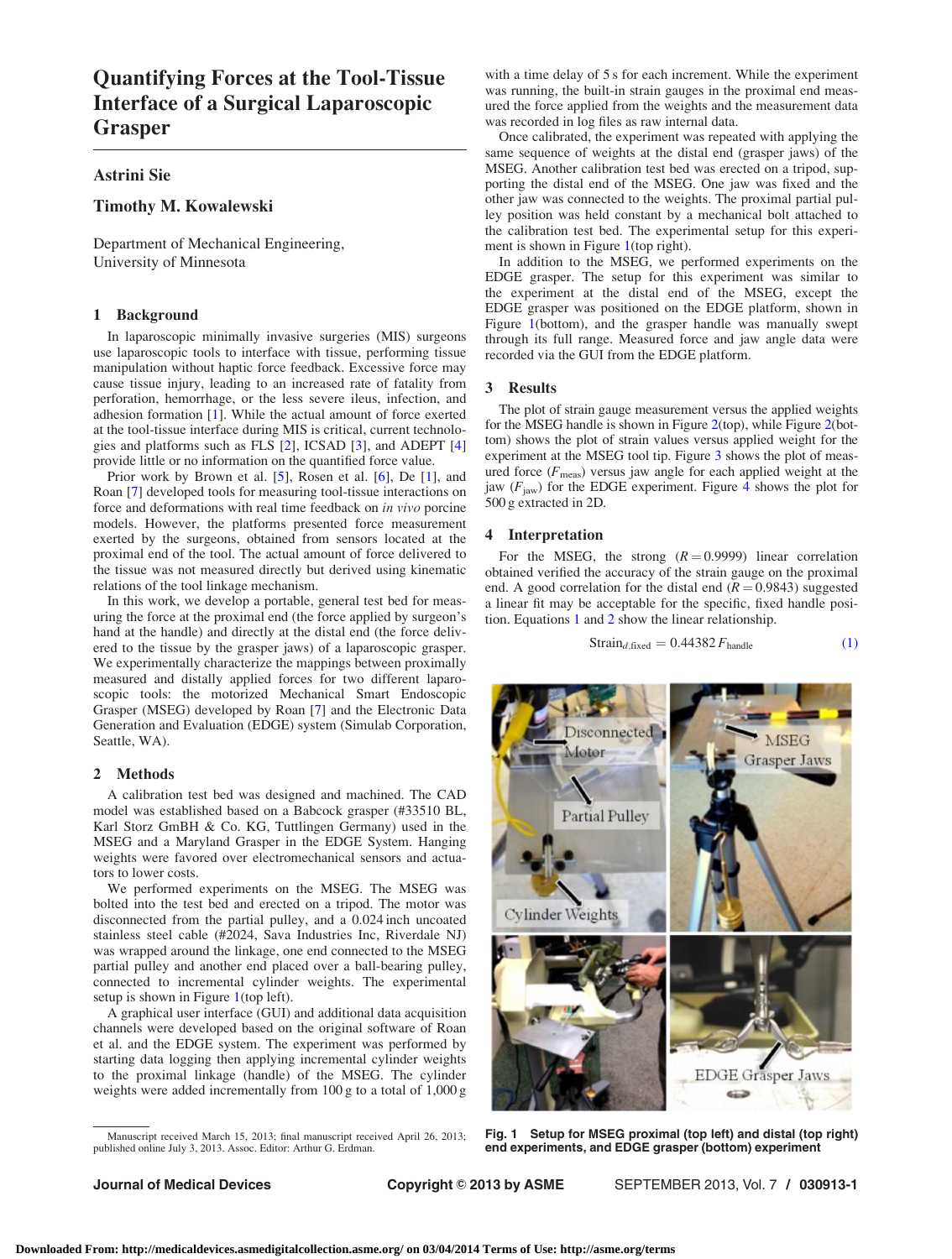# Quantifying Forces at the Tool-Tissue Interface of a Surgical Laparoscopic Grasper

**Astrini Sie**

**Timothy M. Kowalewski**

Department of Mechanical Engineering,
University of Minnesota

## 1 Background

In laparoscopic minimally invasive surgeries (MIS) surgeons use laparoscopic tools to interface with tissue, performing tissue manipulation without haptic force feedback. Excessive force may cause tissue injury, leading to an increased rate of fatality from perforation, hemorrhage, or the less severe ileus, infection, and adhesion formation [1]. While the actual amount of force exerted at the tool-tissue interface during MIS is critical, current technologies and platforms such as FLS [2], ICSAD [3], and ADEPT [4] provide little or no information on the quantified force value.

Prior work by Brown et al. [5], Rosen et al. [6], De [1], and Roan [7] developed tools for measuring tool-tissue interactions on force and deformations with real time feedback on *in vivo* porcine models. However, the platforms presented force measurement exerted by the surgeons, obtained from sensors located at the proximal end of the tool. The actual amount of force delivered to the tissue was not measured directly but derived using kinematic relations of the tool linkage mechanism.

In this work, we develop a portable, general test bed for measuring the force at the proximal end (the force applied by surgeon's hand at the handle) and directly at the distal end (the force delivered to the tissue by the grasper jaws) of a laparoscopic grasper. We experimentally characterize the mappings between proximally measured and distally applied forces for two different laparoscopic tools: the motorized Mechanical Smart Endoscopic Grasper (MSEG) developed by Roan [7] and the Electronic Data Generation and Evaluation (EDGE) system (Simulab Corporation, Seattle, WA).

## 2 Methods

A calibration test bed was designed and machined. The CAD model was established based on a Babcock grasper (#33510 BL, Karl Storz GmbH & Co. KG, Tuttlingen Germany) used in the MSEG and a Maryland Grasper in the EDGE System. Hanging weights were favored over electromechanical sensors and actuators to lower costs.

We performed experiments on the MSEG. The MSEG was bolted into the test bed and erected on a tripod. The motor was disconnected from the partial pulley, and a 0.024 inch uncoated stainless steel cable (#2024, Sava Industries Inc, Riverdale NJ) was wrapped around the linkage, one end connected to the MSEG partial pulley and another end placed over a ball-bearing pulley, connected to incremental cylinder weights. The experimental setup is shown in Figure 1(top left).

A graphical user interface (GUI) and additional data acquisition channels were developed based on the original software of Roan et al. and the EDGE system. The experiment was performed by starting data logging then applying incremental cylinder weights to the proximal linkage (handle) of the MSEG. The cylinder weights were added incrementally from 100 g to a total of 1,000 g with a time delay of 5 s for each increment. While the experiment was running, the built-in strain gauges in the proximal end measured the force applied from the weights and the measurement data was recorded in log files as raw internal data.

Once calibrated, the experiment was repeated with applying the same sequence of weights at the distal end (grasper jaws) of the MSEG. Another calibration test bed was erected on a tripod, supporting the distal end of the MSEG. One jaw was fixed and the other jaw was connected to the weights. The proximal partial pulley position was held constant by a mechanical bolt attached to the calibration test bed. The experimental setup for this experiment is shown in Figure 1(top right).

In addition to the MSEG, we performed experiments on the EDGE grasper. The setup for this experiment was similar to the experiment at the distal end of the MSEG, except the EDGE grasper was positioned on the EDGE platform, shown in Figure 1(bottom), and the grasper handle was manually swept through its full range. Measured force and jaw angle data were recorded via the GUI from the EDGE platform.

## 3 Results

The plot of strain gauge measurement versus the applied weights for the MSEG handle is shown in Figure 2(top), while Figure 2(bottom) shows the plot of strain values versus applied weight for the experiment at the MSEG tool tip. Figure 3 shows the plot of measured force ($F_{meas}$) versus jaw angle for each applied weight at the jaw ($F_{jaw}$) for the EDGE experiment. Figure 4 shows the plot for 500 g extracted in 2D.

## 4 Interpretation

For the MSEG, the strong ($R = 0.9999$) linear correlation obtained verified the accuracy of the strain gauge on the proximal end. A good correlation for the distal end ($R = 0.9843$) suggested a linear fit may be acceptable for the specific, fixed handle position. Equations 1 and 2 show the linear relationship.

$$\text{Strain}_{d,\text{fixed}} = 0.44382\, F_{\text{handle}} \tag{1}$$

**Fig. 1 Setup for MSEG proximal (top left) and distal (top right) end experiments, and EDGE grasper (bottom) experiment**

Manuscript received March 15, 2013; final manuscript received April 26, 2013; published online July 3, 2013. Assoc. Editor: Arthur G. Erdman.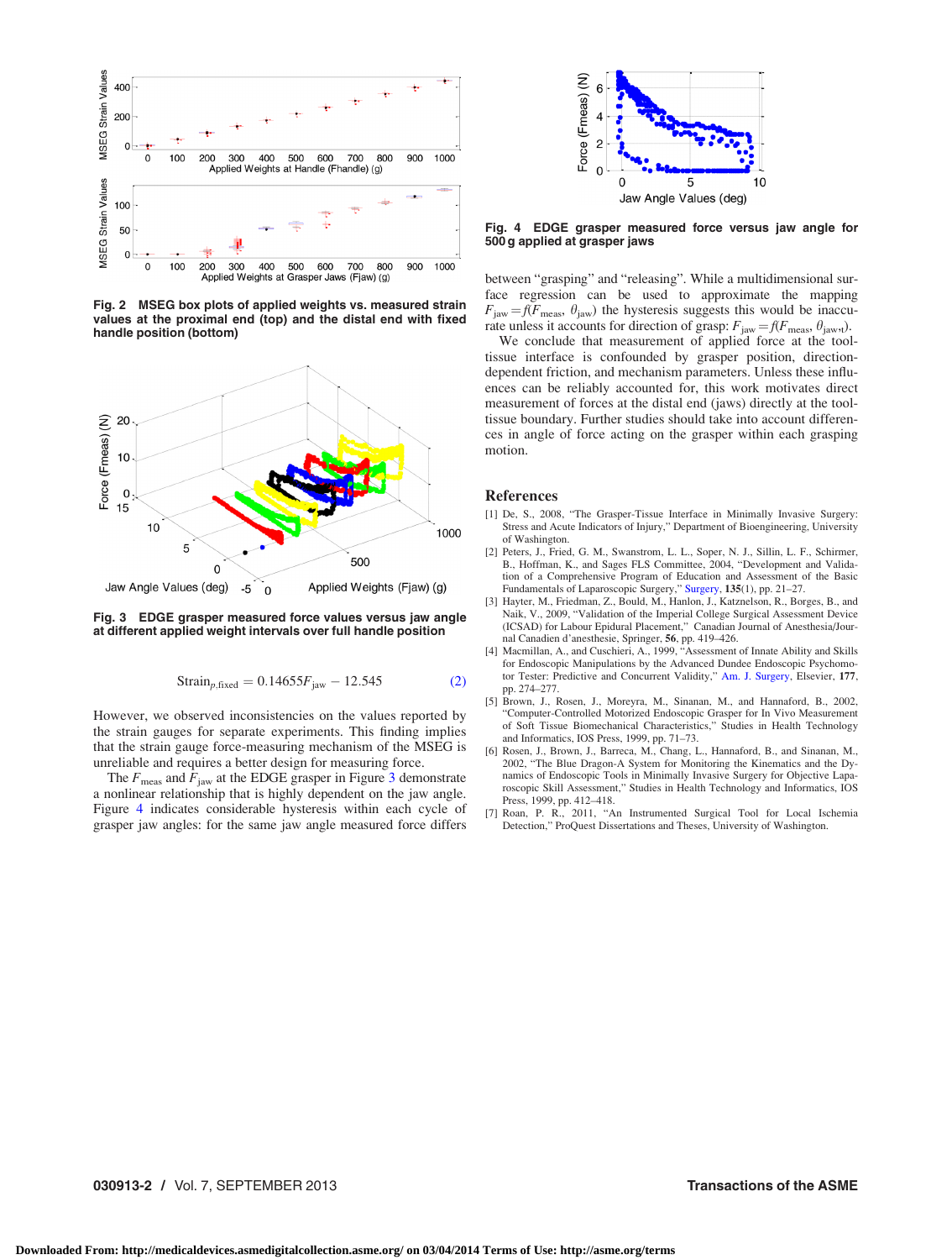MSEG Strain Values
400
200
0
0 100 200 300 400 500 600 700 800 900 1000
Applied Weights at Handle (Fhandle) (g)

MSEG Strain Values
100
50
0
0 100 200 300 400 500 600 700 800 900 1000
Applied Weights at Grasper Jaws (Fjaw) (g)

**Fig. 2 MSEG box plots of applied weights vs. measured strain values at the proximal end (top) and the distal end with fixed handle position (bottom)**

Force (Fmeas) (N)
20
10
0
15
10
5
0
-5
Jaw Angle Values (deg)
0
500
1000
Applied Weights (Fjaw) (g)

**Fig. 3 EDGE grasper measured force values versus jaw angle at different applied weight intervals over full handle position**

$$\text{Strain}_{p,\text{fixed}} = 0.14655F_{\text{jaw}} - 12.545 \quad (2)$$

However, we observed inconsistencies on the values reported by the strain gauges for separate experiments. This finding implies that the strain gauge force-measuring mechanism of the MSEG is unreliable and requires a better design for measuring force.

The $F_{\text{meas}}$ and $F_{\text{jaw}}$ at the EDGE grasper in Figure 3 demonstrate a nonlinear relationship that is highly dependent on the jaw angle. Figure 4 indicates considerable hysteresis within each cycle of grasper jaw angles: for the same jaw angle measured force differs

Force (Fmeas) (N)
6
4
2
0
0 5 10
Jaw Angle Values (deg)

**Fig. 4 EDGE grasper measured force versus jaw angle for 500 g applied at grasper jaws**

between "grasping" and "releasing". While a multidimensional surface regression can be used to approximate the mapping $F_{\text{jaw}} = f(F_{\text{meas}}, \theta_{\text{jaw}})$ the hysteresis suggests this would be inaccurate unless it accounts for direction of grasp: $F_{\text{jaw}} = f(F_{\text{meas}}, \theta_{\text{jaw}}, \dot{\theta}_{\text{jaw}})$.

We conclude that measurement of applied force at the tool-tissue interface is confounded by grasper position, direction-dependent friction, and mechanism parameters. Unless these influences can be reliably accounted for, this work motivates direct measurement of forces at the distal end (jaws) directly at the tool-tissue boundary. Further studies should take into account differences in angle of force acting on the grasper within each grasping motion.

## References

[1] De, S., 2008, "The Grasper-Tissue Interface in Minimally Invasive Surgery: Stress and Acute Indicators of Injury," Department of Bioengineering, University of Washington.

[2] Peters, J., Fried, G. M., Swanstrom, L. L., Soper, N. J., Sillin, L. F., Schirmer, B., Hoffman, K., and Sages FLS Committee, 2004, "Development and Validation of a Comprehensive Program of Education and Assessment of the Basic Fundamentals of Laparoscopic Surgery," Surgery, **135**(1), pp. 21–27.

[3] Hayter, M., Friedman, Z., Bould, M., Hanlon, J., Katznelson, R., Borges, B., and Naik, V., 2009, "Validation of the Imperial College Surgical Assessment Device (ICSAD) for Labour Epidural Placement," Canadian Journal of Anesthesia/Journal Canadien d'anesthésie, Springer, **56**, pp. 419–426.

[4] Macmillan, A., and Cuschieri, A., 1999, "Assessment of Innate Ability and Skills for Endoscopic Manipulations by the Advanced Dundee Endoscopic Psychomotor Tester: Predictive and Concurrent Validity," Am. J. Surgery, Elsevier, **177**, pp. 274–277.

[5] Brown, J., Rosen, J., Moreyra, M., Sinanan, M., and Hannaford, B., 2002, "Computer-Controlled Motorized Endoscopic Grasper for In Vivo Measurement of Soft Tissue Biomechanical Characteristics," Studies in Health Technology and Informatics, IOS Press, 1999, pp. 71–73.

[6] Rosen, J., Brown, J., Barreca, M., Chang, L., Hannaford, B., and Sinanan, M., 2002, "The Blue Dragon-A System for Monitoring the Kinematics and the Dynamics of Endoscopic Tools in Minimally Invasive Surgery for Objective Laparoscopic Skill Assessment," Studies in Health Technology and Informatics, IOS Press, 1999, pp. 412–418.

[7] Roan, P. R., 2011, "An Instrumented Surgical Tool for Local Ischemia Detection," ProQuest Dissertations and Theses, University of Washington.